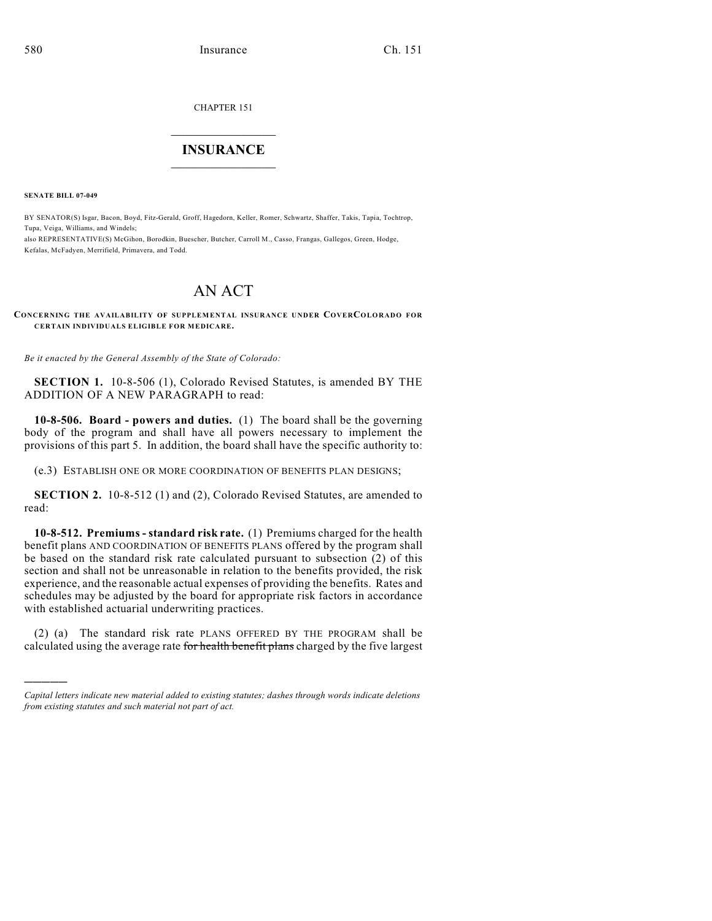CHAPTER 151

# INSURANCE

**SENATE BILL 07-049**

BY SENATOR(S) Isgar, Bacon, Boyd, Fitz-Gerald, Groff, Hagedorn, Keller, Romer, Schwartz, Shaffer, Takis, Tapia, Tochtrop, Tupa, Veiga, Williams, and Windels;
also REPRESENTATIVE(S) McGihon, Borodkin, Buescher, Butcher, Carroll M., Casso, Frangas, Gallegos, Green, Hodge, Kefalas, McFadyen, Merrifield, Primavera, and Todd.

# AN ACT

**CONCERNING THE AVAILABILITY OF SUPPLEMENTAL INSURANCE UNDER COVERCOLORADO FOR CERTAIN INDIVIDUALS ELIGIBLE FOR MEDICARE.**

*Be it enacted by the General Assembly of the State of Colorado:*

**SECTION 1.** 10-8-506 (1), Colorado Revised Statutes, is amended BY THE ADDITION OF A NEW PARAGRAPH to read:

**10-8-506. Board - powers and duties.** (1) The board shall be the governing body of the program and shall have all powers necessary to implement the provisions of this part 5. In addition, the board shall have the specific authority to:

(e.3) ESTABLISH ONE OR MORE COORDINATION OF BENEFITS PLAN DESIGNS;

**SECTION 2.** 10-8-512 (1) and (2), Colorado Revised Statutes, are amended to read:

**10-8-512. Premiums - standard risk rate.** (1) Premiums charged for the health benefit plans AND COORDINATION OF BENEFITS PLANS offered by the program shall be based on the standard risk rate calculated pursuant to subsection (2) of this section and shall not be unreasonable in relation to the benefits provided, the risk experience, and the reasonable actual expenses of providing the benefits. Rates and schedules may be adjusted by the board for appropriate risk factors in accordance with established actuarial underwriting practices.

(2) (a) The standard risk rate PLANS OFFERED BY THE PROGRAM shall be calculated using the average rate ~~for health benefit plans~~ charged by the five largest

---

*Capital letters indicate new material added to existing statutes; dashes through words indicate deletions from existing statutes and such material not part of act.*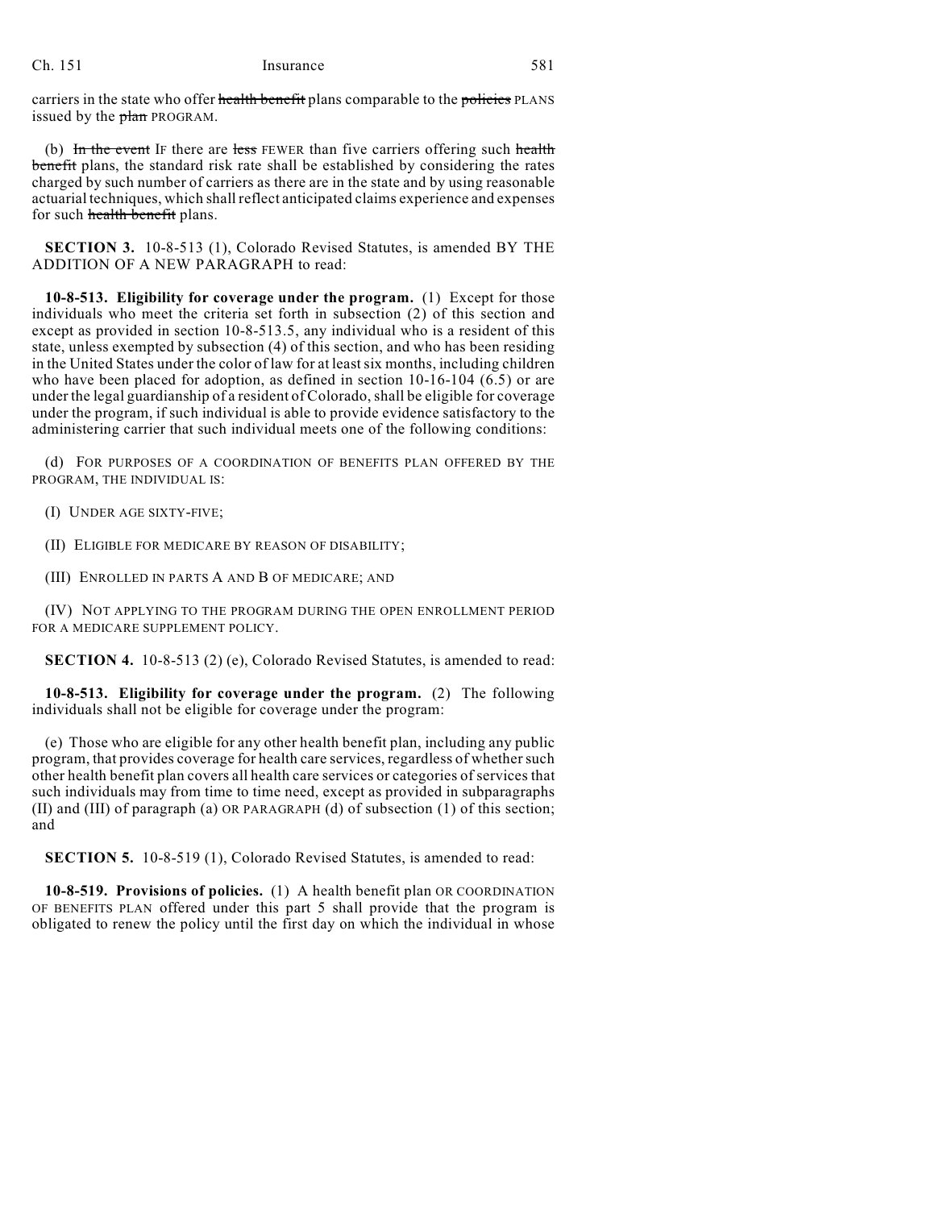carriers in the state who offer ~~health benefit~~ plans comparable to the ~~policies~~ PLANS issued by the ~~plan~~ PROGRAM.

(b) ~~In the event~~ IF there are ~~less~~ FEWER than five carriers offering such ~~health benefit~~ plans, the standard risk rate shall be established by considering the rates charged by such number of carriers as there are in the state and by using reasonable actuarial techniques, which shall reflect anticipated claims experience and expenses for such ~~health benefit~~ plans.

**SECTION 3.** 10-8-513 (1), Colorado Revised Statutes, is amended BY THE ADDITION OF A NEW PARAGRAPH to read:

**10-8-513. Eligibility for coverage under the program.** (1) Except for those individuals who meet the criteria set forth in subsection (2) of this section and except as provided in section 10-8-513.5, any individual who is a resident of this state, unless exempted by subsection (4) of this section, and who has been residing in the United States under the color of law for at least six months, including children who have been placed for adoption, as defined in section 10-16-104 (6.5) or are under the legal guardianship of a resident of Colorado, shall be eligible for coverage under the program, if such individual is able to provide evidence satisfactory to the administering carrier that such individual meets one of the following conditions:

(d) FOR PURPOSES OF A COORDINATION OF BENEFITS PLAN OFFERED BY THE PROGRAM, THE INDIVIDUAL IS:

(I) UNDER AGE SIXTY-FIVE;

(II) ELIGIBLE FOR MEDICARE BY REASON OF DISABILITY;

(III) ENROLLED IN PARTS A AND B OF MEDICARE; AND

(IV) NOT APPLYING TO THE PROGRAM DURING THE OPEN ENROLLMENT PERIOD FOR A MEDICARE SUPPLEMENT POLICY.

**SECTION 4.** 10-8-513 (2) (e), Colorado Revised Statutes, is amended to read:

**10-8-513. Eligibility for coverage under the program.** (2) The following individuals shall not be eligible for coverage under the program:

(e) Those who are eligible for any other health benefit plan, including any public program, that provides coverage for health care services, regardless of whether such other health benefit plan covers all health care services or categories of services that such individuals may from time to time need, except as provided in subparagraphs (II) and (III) of paragraph (a) OR PARAGRAPH (d) of subsection (1) of this section; and

**SECTION 5.** 10-8-519 (1), Colorado Revised Statutes, is amended to read:

**10-8-519. Provisions of policies.** (1) A health benefit plan OR COORDINATION OF BENEFITS PLAN offered under this part 5 shall provide that the program is obligated to renew the policy until the first day on which the individual in whose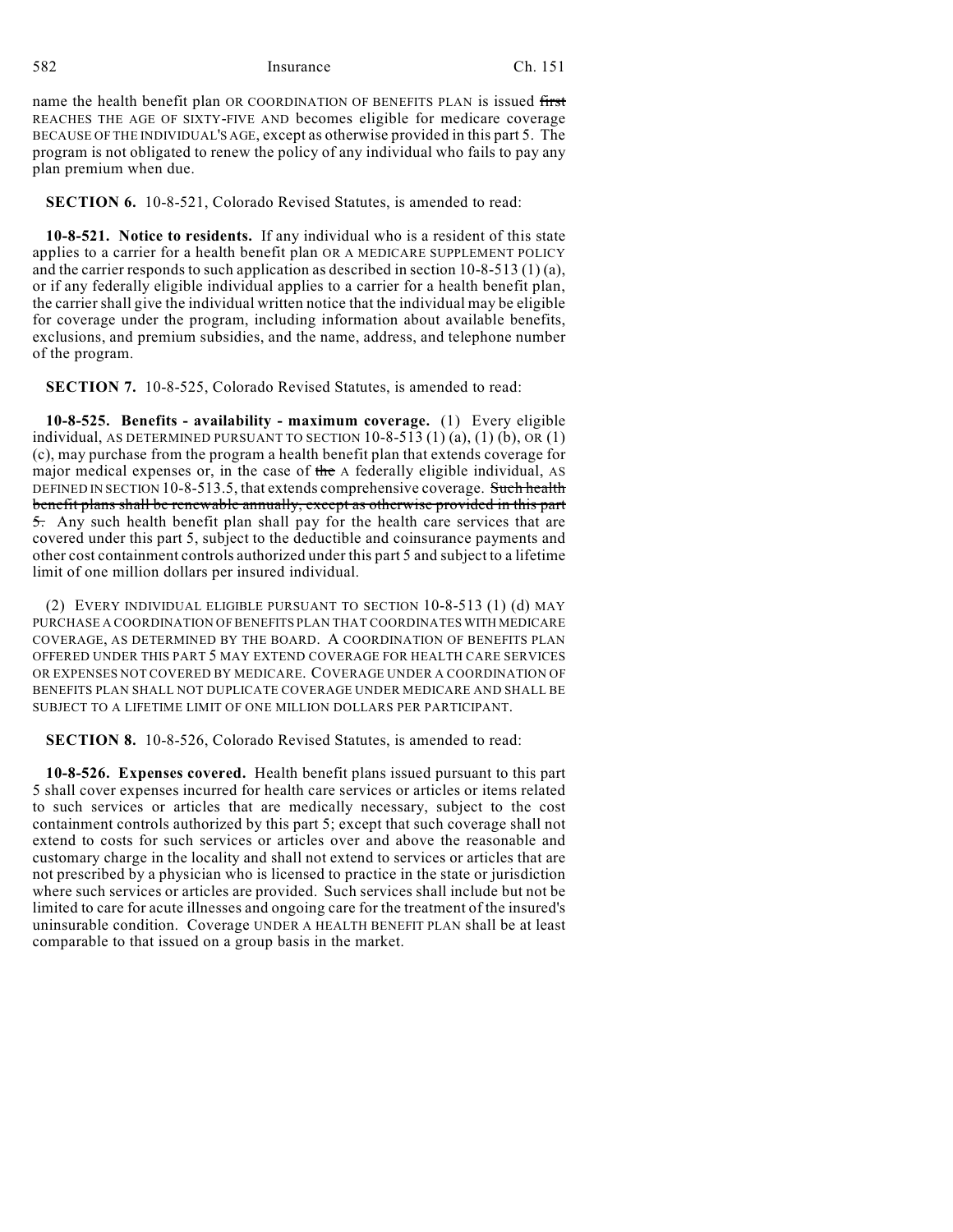name the health benefit plan OR COORDINATION OF BENEFITS PLAN is issued ~~first~~ REACHES THE AGE OF SIXTY-FIVE AND becomes eligible for medicare coverage BECAUSE OF THE INDIVIDUAL'S AGE, except as otherwise provided in this part 5. The program is not obligated to renew the policy of any individual who fails to pay any plan premium when due.

**SECTION 6.** 10-8-521, Colorado Revised Statutes, is amended to read:

**10-8-521. Notice to residents.** If any individual who is a resident of this state applies to a carrier for a health benefit plan OR A MEDICARE SUPPLEMENT POLICY and the carrier responds to such application as described in section 10-8-513 (1) (a), or if any federally eligible individual applies to a carrier for a health benefit plan, the carrier shall give the individual written notice that the individual may be eligible for coverage under the program, including information about available benefits, exclusions, and premium subsidies, and the name, address, and telephone number of the program.

**SECTION 7.** 10-8-525, Colorado Revised Statutes, is amended to read:

**10-8-525. Benefits - availability - maximum coverage.** (1) Every eligible individual, AS DETERMINED PURSUANT TO SECTION 10-8-513 (1) (a), (1) (b), OR (1) (c), may purchase from the program a health benefit plan that extends coverage for major medical expenses or, in the case of ~~the~~ A federally eligible individual, AS DEFINED IN SECTION 10-8-513.5, that extends comprehensive coverage. ~~Such health benefit plans shall be renewable annually, except as otherwise provided in this part 5.~~ Any such health benefit plan shall pay for the health care services that are covered under this part 5, subject to the deductible and coinsurance payments and other cost containment controls authorized under this part 5 and subject to a lifetime limit of one million dollars per insured individual.

(2) EVERY INDIVIDUAL ELIGIBLE PURSUANT TO SECTION 10-8-513 (1) (d) MAY PURCHASE A COORDINATION OF BENEFITS PLAN THAT COORDINATES WITH MEDICARE COVERAGE, AS DETERMINED BY THE BOARD. A COORDINATION OF BENEFITS PLAN OFFERED UNDER THIS PART 5 MAY EXTEND COVERAGE FOR HEALTH CARE SERVICES OR EXPENSES NOT COVERED BY MEDICARE. COVERAGE UNDER A COORDINATION OF BENEFITS PLAN SHALL NOT DUPLICATE COVERAGE UNDER MEDICARE AND SHALL BE SUBJECT TO A LIFETIME LIMIT OF ONE MILLION DOLLARS PER PARTICIPANT.

**SECTION 8.** 10-8-526, Colorado Revised Statutes, is amended to read:

**10-8-526. Expenses covered.** Health benefit plans issued pursuant to this part 5 shall cover expenses incurred for health care services or articles or items related to such services or articles that are medically necessary, subject to the cost containment controls authorized by this part 5; except that such coverage shall not extend to costs for such services or articles over and above the reasonable and customary charge in the locality and shall not extend to services or articles that are not prescribed by a physician who is licensed to practice in the state or jurisdiction where such services or articles are provided. Such services shall include but not be limited to care for acute illnesses and ongoing care for the treatment of the insured's uninsurable condition. Coverage UNDER A HEALTH BENEFIT PLAN shall be at least comparable to that issued on a group basis in the market.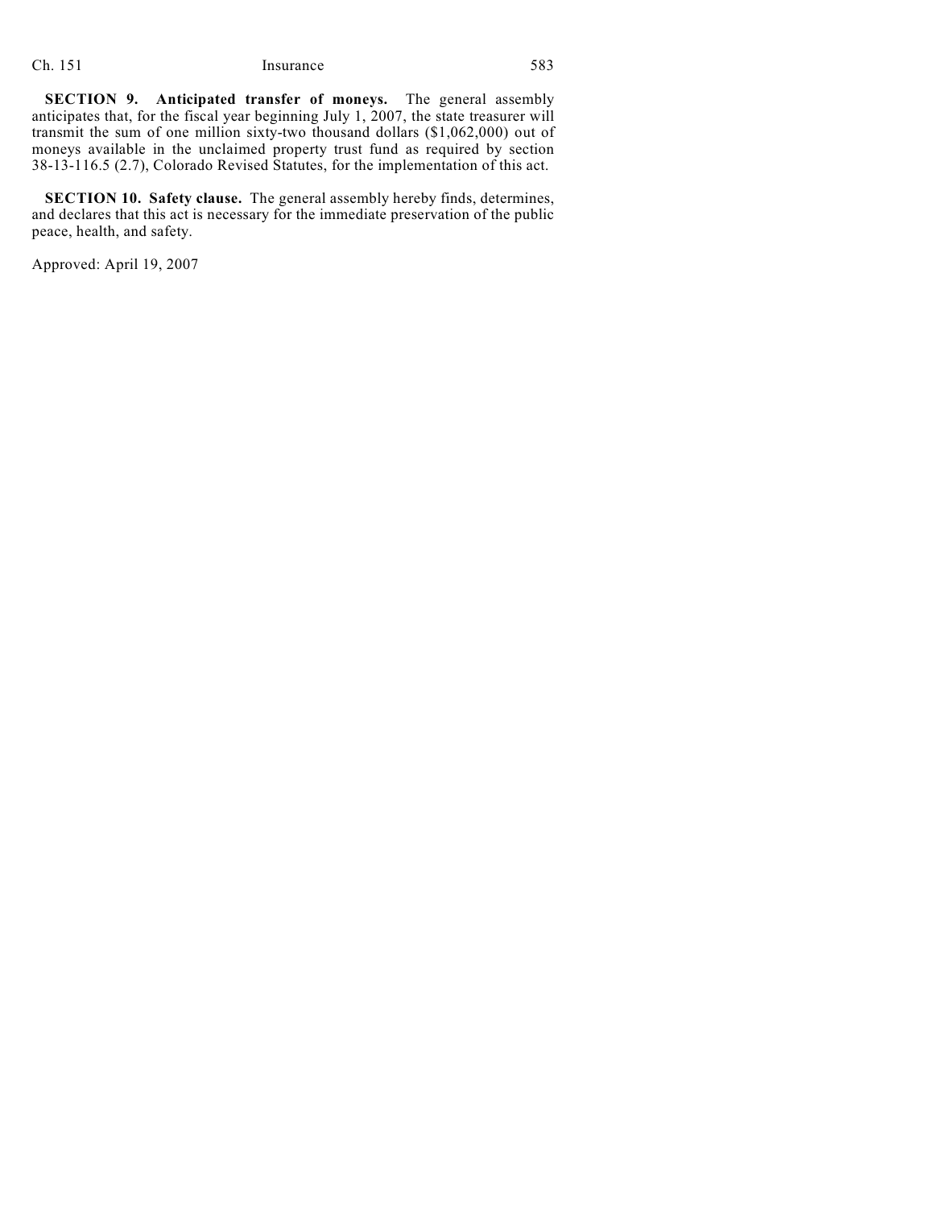**SECTION 9. Anticipated transfer of moneys.** The general assembly anticipates that, for the fiscal year beginning July 1, 2007, the state treasurer will transmit the sum of one million sixty-two thousand dollars ($1,062,000) out of moneys available in the unclaimed property trust fund as required by section 38-13-116.5 (2.7), Colorado Revised Statutes, for the implementation of this act.

**SECTION 10. Safety clause.** The general assembly hereby finds, determines, and declares that this act is necessary for the immediate preservation of the public peace, health, and safety.

Approved: April 19, 2007